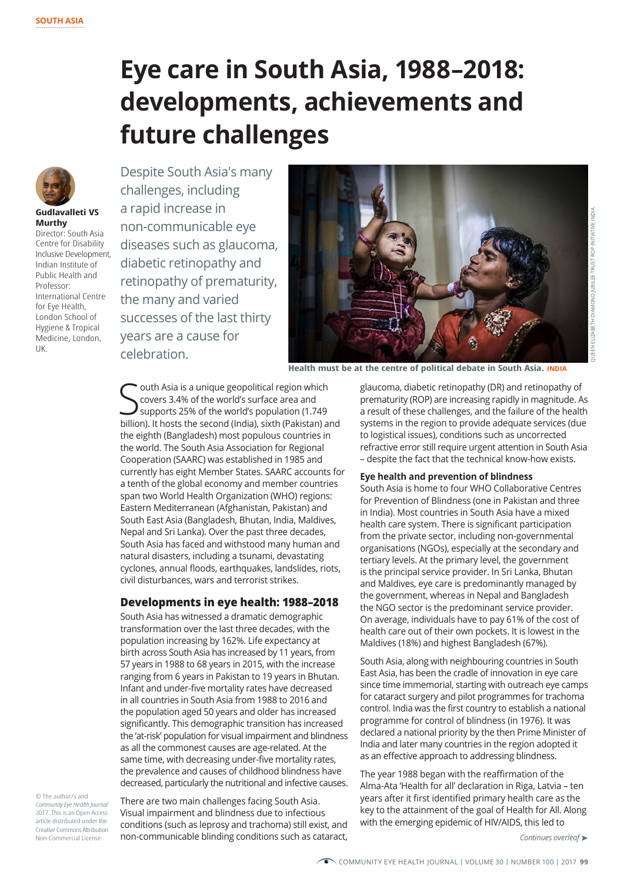SOUTH ASIA

# Eye care in South Asia, 1988–2018: developments, achievements and future challenges

**Gudlavalleti VS Murthy**
Director: South Asia Centre for Disability Inclusive Development, Indian Institute of Public Health and Professor: International Centre for Eye Health, London School of Hygiene & Tropical Medicine, London, UK.

Despite South Asia's many challenges, including a rapid increase in non-communicable eye diseases such as glaucoma, diabetic retinopathy and retinopathy of prematurity, the many and varied successes of the last thirty years are a cause for celebration.

**Health must be at the centre of political debate in South Asia.** INDIA

QUEEN ELIZABETH DIAMOND JUBILEE TRUST ROP INITIATIVE INDIA

South Asia is a unique geopolitical region which covers 3.4% of the world's surface area and supports 25% of the world's population (1.749 billion). It hosts the second (India), sixth (Pakistan) and the eighth (Bangladesh) most populous countries in the world. The South Asia Association for Regional Cooperation (SAARC) was established in 1985 and currently has eight Member States. SAARC accounts for a tenth of the global economy and member countries span two World Health Organization (WHO) regions: Eastern Mediterranean (Afghanistan, Pakistan) and South East Asia (Bangladesh, Bhutan, India, Maldives, Nepal and Sri Lanka). Over the past three decades, South Asia has faced and withstood many human and natural disasters, including a tsunami, devastating cyclones, annual floods, earthquakes, landslides, riots, civil disturbances, wars and terrorist strikes.

## Developments in eye health: 1988–2018

South Asia has witnessed a dramatic demographic transformation over the last three decades, with the population increasing by 162%. Life expectancy at birth across South Asia has increased by 11 years, from 57 years in 1988 to 68 years in 2015, with the increase ranging from 6 years in Pakistan to 19 years in Bhutan. Infant and under-five mortality rates have decreased in all countries in South Asia from 1988 to 2016 and the population aged 50 years and older has increased significantly. This demographic transition has increased the 'at-risk' population for visual impairment and blindness as all the commonest causes are age-related. At the same time, with decreasing under-five mortality rates, the prevalence and causes of childhood blindness have decreased, particularly the nutritional and infective causes.

There are two main challenges facing South Asia. Visual impairment and blindness due to infectious conditions (such as leprosy and trachoma) still exist, and non-communicable blinding conditions such as cataract, glaucoma, diabetic retinopathy (DR) and retinopathy of prematurity (ROP) are increasing rapidly in magnitude. As a result of these challenges, and the failure of the health systems in the region to provide adequate services (due to logistical issues), conditions such as uncorrected refractive error still require urgent attention in South Asia – despite the fact that the technical know-how exists.

### Eye health and prevention of blindness

South Asia is home to four WHO Collaborative Centres for Prevention of Blindness (one in Pakistan and three in India). Most countries in South Asia have a mixed health care system. There is significant participation from the private sector, including non-governmental organisations (NGOs), especially at the secondary and tertiary levels. At the primary level, the government is the principal service provider. In Sri Lanka, Bhutan and Maldives, eye care is predominantly managed by the government, whereas in Nepal and Bangladesh the NGO sector is the predominant service provider. On average, individuals have to pay 61% of the cost of health care out of their own pockets. It is lowest in the Maldives (18%) and highest Bangladesh (67%).

South Asia, along with neighbouring countries in South East Asia, has been the cradle of innovation in eye care since time immemorial, starting with outreach eye camps for cataract surgery and pilot programmes for trachoma control. India was the first country to establish a national programme for control of blindness (in 1976). It was declared a national priority by the then Prime Minister of India and later many countries in the region adopted it as an effective approach to addressing blindness.

The year 1988 began with the reaffirmation of the Alma-Ata 'Health for all' declaration in Riga, Latvia – ten years after it first identified primary health care as the key to the attainment of the goal of Health for All. Along with the emerging epidemic of HIV/AIDS, this led to

*Continues overleaf* ➤

© The author/s and *Community Eye Health Journal* 2017. This is an Open Access article distributed under the Creative Commons Attribution Non-Commercial License.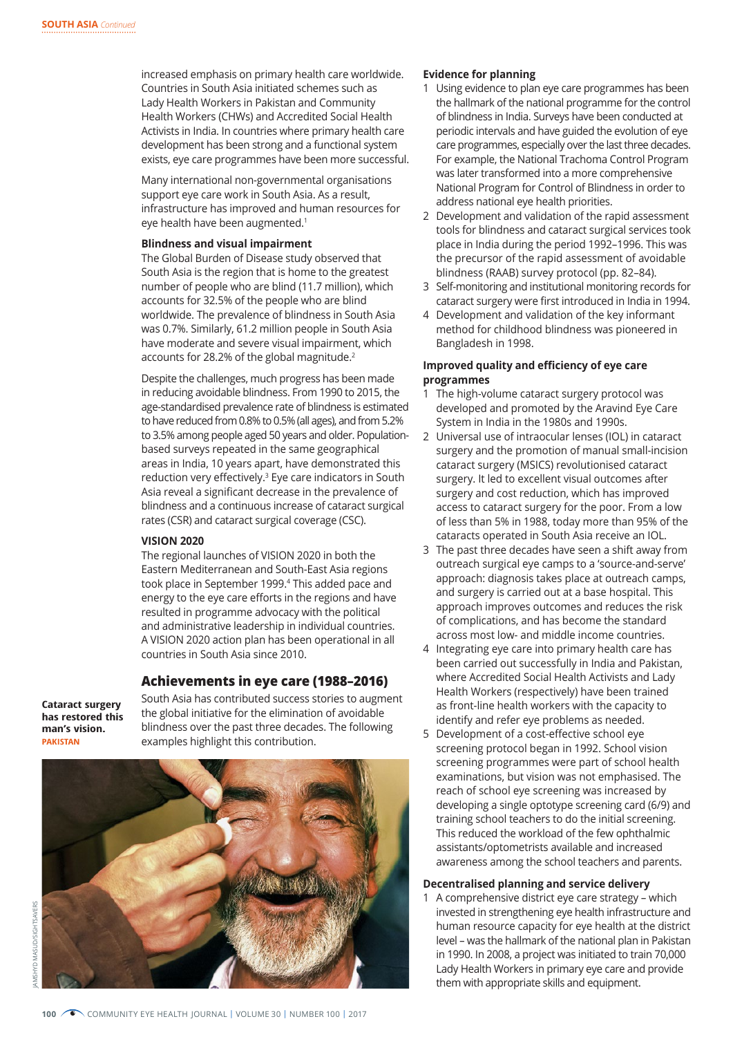increased emphasis on primary health care worldwide. Countries in South Asia initiated schemes such as Lady Health Workers in Pakistan and Community Health Workers (CHWs) and Accredited Social Health Activists in India. In countries where primary health care development has been strong and a functional system exists, eye care programmes have been more successful.

Many international non-governmental organisations support eye care work in South Asia. As a result, infrastructure has improved and human resources for eye health have been augmented.[1]

**Blindness and visual impairment**

The Global Burden of Disease study observed that South Asia is the region that is home to the greatest number of people who are blind (11.7 million), which accounts for 32.5% of the people who are blind worldwide. The prevalence of blindness in South Asia was 0.7%. Similarly, 61.2 million people in South Asia have moderate and severe visual impairment, which accounts for 28.2% of the global magnitude.[2]

Despite the challenges, much progress has been made in reducing avoidable blindness. From 1990 to 2015, the age-standardised prevalence rate of blindness is estimated to have reduced from 0.8% to 0.5% (all ages), and from 5.2% to 3.5% among people aged 50 years and older. Population-based surveys repeated in the same geographical areas in India, 10 years apart, have demonstrated this reduction very effectively.[3] Eye care indicators in South Asia reveal a significant decrease in the prevalence of blindness and a continuous increase of cataract surgical rates (CSR) and cataract surgical coverage (CSC).

**VISION 2020**

The regional launches of VISION 2020 in both the Eastern Mediterranean and South-East Asia regions took place in September 1999.[4] This added pace and energy to the eye care efforts in the regions and have resulted in programme advocacy with the political and administrative leadership in individual countries. A VISION 2020 action plan has been operational in all countries in South Asia since 2010.

## Achievements in eye care (1988–2016)

South Asia has contributed success stories to augment the global initiative for the elimination of avoidable blindness over the past three decades. The following examples highlight this contribution.

**Cataract surgery has restored this man's vision.** PAKISTAN

JAMSHYD MASUD/SIGHTSAVERS

**Evidence for planning**

1. Using evidence to plan eye care programmes has been the hallmark of the national programme for the control of blindness in India. Surveys have been conducted at periodic intervals and have guided the evolution of eye care programmes, especially over the last three decades. For example, the National Trachoma Control Program was later transformed into a more comprehensive National Program for Control of Blindness in order to address national eye health priorities.
2. Development and validation of the rapid assessment tools for blindness and cataract surgical services took place in India during the period 1992–1996. This was the precursor of the rapid assessment of avoidable blindness (RAAB) survey protocol (pp. 82–84).
3. Self-monitoring and institutional monitoring records for cataract surgery were first introduced in India in 1994.
4. Development and validation of the key informant method for childhood blindness was pioneered in Bangladesh in 1998.

**Improved quality and efficiency of eye care programmes**

1. The high-volume cataract surgery protocol was developed and promoted by the Aravind Eye Care System in India in the 1980s and 1990s.
2. Universal use of intraocular lenses (IOL) in cataract surgery and the promotion of manual small-incision cataract surgery (MSICS) revolutionised cataract surgery. It led to excellent visual outcomes after surgery and cost reduction, which has improved access to cataract surgery for the poor. From a low of less than 5% in 1988, today more than 95% of the cataracts operated in South Asia receive an IOL.
3. The past three decades have seen a shift away from outreach surgical eye camps to a 'source-and-serve' approach: diagnosis takes place at outreach camps, and surgery is carried out at a base hospital. This approach improves outcomes and reduces the risk of complications, and has become the standard across most low- and middle income countries.
4. Integrating eye care into primary health care has been carried out successfully in India and Pakistan, where Accredited Social Health Activists and Lady Health Workers (respectively) have been trained as front-line health workers with the capacity to identify and refer eye problems as needed.
5. Development of a cost-effective school eye screening protocol began in 1992. School vision screening programmes were part of school health examinations, but vision was not emphasised. The reach of school eye screening was increased by developing a single optotype screening card (6/9) and training school teachers to do the initial screening. This reduced the workload of the few ophthalmic assistants/optometrists available and increased awareness among the school teachers and parents.

**Decentralised planning and service delivery**

1. A comprehensive district eye care strategy – which invested in strengthening eye health infrastructure and human resource capacity for eye health at the district level – was the hallmark of the national plan in Pakistan in 1990. In 2008, a project was initiated to train 70,000 Lady Health Workers in primary eye care and provide them with appropriate skills and equipment.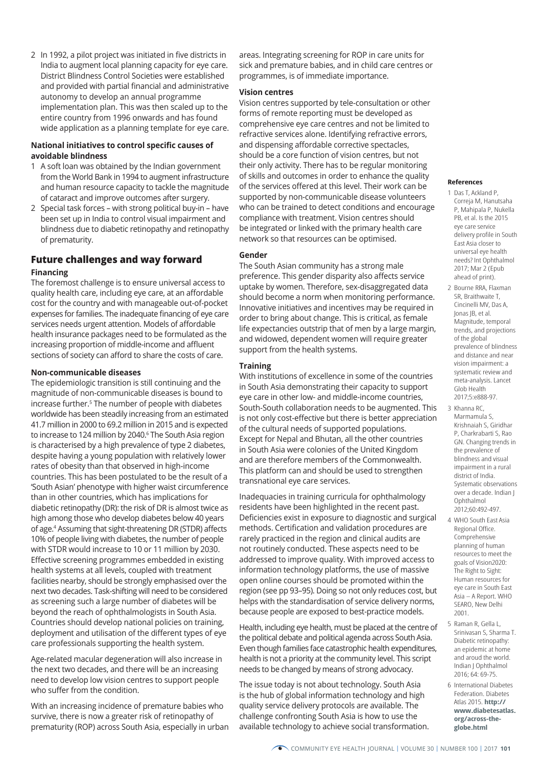2 In 1992, a pilot project was initiated in five districts in India to augment local planning capacity for eye care. District Blindness Control Societies were established and provided with partial financial and administrative autonomy to develop an annual programme implementation plan. This was then scaled up to the entire country from 1996 onwards and has found wide application as a planning template for eye care.

**National initiatives to control specific causes of avoidable blindness**

1 A soft loan was obtained by the Indian government from the World Bank in 1994 to augment infrastructure and human resource capacity to tackle the magnitude of cataract and improve outcomes after surgery.
2 Special task forces – with strong political buy-in – have been set up in India to control visual impairment and blindness due to diabetic retinopathy and retinopathy of prematurity.

## Future challenges and way forward

**Financing**

The foremost challenge is to ensure universal access to quality health care, including eye care, at an affordable cost for the country and with manageable out-of-pocket expenses for families. The inadequate financing of eye care services needs urgent attention. Models of affordable health insurance packages need to be formulated as the increasing proportion of middle-income and affluent sections of society can afford to share the costs of care.

**Non-communicable diseases**

The epidemiologic transition is still continuing and the magnitude of non-communicable diseases is bound to increase further.[5] The number of people with diabetes worldwide has been steadily increasing from an estimated 41.7 million in 2000 to 69.2 million in 2015 and is expected to increase to 124 million by 2040.[6] The South Asia region is characterised by a high prevalence of type 2 diabetes, despite having a young population with relatively lower rates of obesity than that observed in high-income countries. This has been postulated to be the result of a 'South Asian' phenotype with higher waist circumference than in other countries, which has implications for diabetic retinopathy (DR): the risk of DR is almost twice as high among those who develop diabetes below 40 years of age.[4] Assuming that sight-threatening DR (STDR) affects 10% of people living with diabetes, the number of people with STDR would increase to 10 or 11 million by 2030. Effective screening programmes embedded in existing health systems at all levels, coupled with treatment facilities nearby, should be strongly emphasised over the next two decades. Task-shifting will need to be considered as screening such a large number of diabetes will be beyond the reach of ophthalmologists in South Asia. Countries should develop national policies on training, deployment and utilisation of the different types of eye care professionals supporting the health system.

Age-related macular degeneration will also increase in the next two decades, and there will be an increasing need to develop low vision centres to support people who suffer from the condition.

With an increasing incidence of premature babies who survive, there is now a greater risk of retinopathy of prematurity (ROP) across South Asia, especially in urban areas. Integrating screening for ROP in care units for sick and premature babies, and in child care centres or programmes, is of immediate importance.

**Vision centres**

Vision centres supported by tele-consultation or other forms of remote reporting must be developed as comprehensive eye care centres and not be limited to refractive services alone. Identifying refractive errors, and dispensing affordable corrective spectacles, should be a core function of vision centres, but not their only activity. There has to be regular monitoring of skills and outcomes in order to enhance the quality of the services offered at this level. Their work can be supported by non-communicable disease volunteers who can be trained to detect conditions and encourage compliance with treatment. Vision centres should be integrated or linked with the primary health care network so that resources can be optimised.

**Gender**

The South Asian community has a strong male preference. This gender disparity also affects service uptake by women. Therefore, sex-disaggregated data should become a norm when monitoring performance. Innovative initiatives and incentives may be required in order to bring about change. This is critical, as female life expectancies outstrip that of men by a large margin, and widowed, dependent women will require greater support from the health systems.

**Training**

With institutions of excellence in some of the countries in South Asia demonstrating their capacity to support eye care in other low- and middle-income countries, South-South collaboration needs to be augmented. This is not only cost-effective but there is better appreciation of the cultural needs of supported populations. Except for Nepal and Bhutan, all the other countries in South Asia were colonies of the United Kingdom and are therefore members of the Commonwealth. This platform can and should be used to strengthen transnational eye care services.

Inadequacies in training curricula for ophthalmology residents have been highlighted in the recent past. Deficiencies exist in exposure to diagnostic and surgical methods. Certification and validation procedures are rarely practiced in the region and clinical audits are not routinely conducted. These aspects need to be addressed to improve quality. With improved access to information technology platforms, the use of massive open online courses should be promoted within the region (see pp 93–95). Doing so not only reduces cost, but helps with the standardisation of service delivery norms, because people are exposed to best-practice models.

Health, including eye health, must be placed at the centre of the political debate and political agenda across South Asia. Even though families face catastrophic health expenditures, health is not a priority at the community level. This script needs to be changed by means of strong advocacy.

The issue today is not about technology. South Asia is the hub of global information technology and high quality service delivery protocols are available. The challenge confronting South Asia is how to use the available technology to achieve social transformation.

**References**

1 Das T, Ackland P, Correja M, Hanutsaha P, Mahipala P, Nukella PB, et al. Is the 2015 eye care service delivery profile in South East Asia closer to universal eye health needs? Int Ophthalmol 2017; Mar 2 (Epub ahead of print).

2 Bourne RRA, Flaxman SR, Braithwaite T, Cincinelli MV, Das A, Jonas JB, et al. Magnitude, temporal trends, and projections of the global prevalence of blindness and distance and near vision impairment: a systematic review and meta-analysis. Lancet Glob Health 2017;5:e888-97.

3 Khanna RC, Marmamula S, Krishnaiah S, Giridhar P, Charkrabarti S, Rao GN. Changing trends in the prevalence of blindness and visual impairment in a rural district of India. Systematic observations over a decade. Indian J Ophthalmol 2012;60:492-497.

4 WHO South East Asia Regional Office. Comprehensive planning of human resources to meet the goals of Vision2020: The Right to Sight: Human resources for eye care in South East Asia – A Report. WHO SEARO, New Delhi 2001.

5 Raman R, Gella L, Srinivasan S, Sharma T. Diabetic retinopathy: an epidemic at home and aroud the world. Indian J Ophthalmol 2016; 64: 69-75.

6 International Diabetes Federation. Diabetes Atlas 2015. **http://www.diabetesatlas.org/across-the-globe.html**